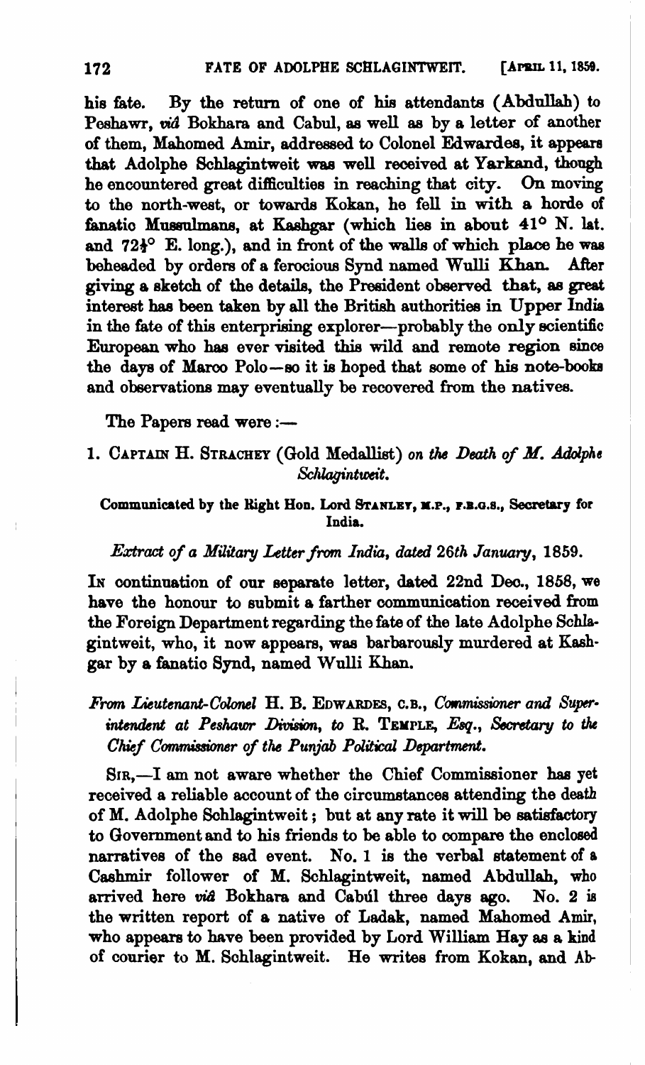his fate. By the return of one of his attendants (Abdullah) to Peshawr, *viâ* Bokhara and Cabul, as well as by a letter of another of them, Mahomed Amir, addressed to Colonel Edwardes, it appears that Adolphe Schlagintweit was well received at Yarkand, though he encountered great difficulties in reaching that city. On moving to the north-west, or towards Kokan, he fell in with a horde of fanatic Mussulmans, at Kashgar (which lies in about 41° N. lat. and 72½° E. long.), and in front of the walls of which place he was beheaded by orders of a ferocious Synd named Wulli Khan. After giving a sketch of the details, the President observed that, as great interest has been taken by all the British authorities in Upper India in the fate of this enterprising explorer—probably the only scientific European who has ever visited this wild and remote region since the days of Marco Polo—so it is hoped that some of his note-books and observations may eventually be recovered from the natives.

The Papers read were:—

1. CAPTAIN H. STRACHEY (Gold Medallist) *on the Death of M. Adolphe Schlagintweit.*

**Communicated by the Right Hon. Lord STANLEY, M.P., F.R.G.S., Secretary for India.**

*Extract of a Military Letter from India, dated 26th January, 1859.*

IN continuation of our separate letter, dated 22nd Dec., 1858, we have the honour to submit a farther communication received from the Foreign Department regarding the fate of the late Adolphe Schlagintweit, who, it now appears, was barbarously murdered at Kashgar by a fanatic Synd, named Wulli Khan.

*From Lieutenant-Colonel* H. B. EDWARDES, C.B., *Commissioner and Superintendent at Peshawr Division, to* R. TEMPLE, *Esq., Secretary to the Chief Commissioner of the Punjab Political Department.*

SIR,—I am not aware whether the Chief Commissioner has yet received a reliable account of the circumstances attending the death of M. Adolphe Schlagintweit; but at any rate it will be satisfactory to Government and to his friends to be able to compare the enclosed narratives of the sad event. No. 1 is the verbal statement of a Cashmir follower of M. Schlagintweit, named Abdullah, who arrived here *viâ* Bokhara and Cabúl three days ago. No. 2 is the written report of a native of Ladak, named Mahomed Amir, who appears to have been provided by Lord William Hay as a kind of courier to M. Schlagintweit. He writes from Kokan, and Ab-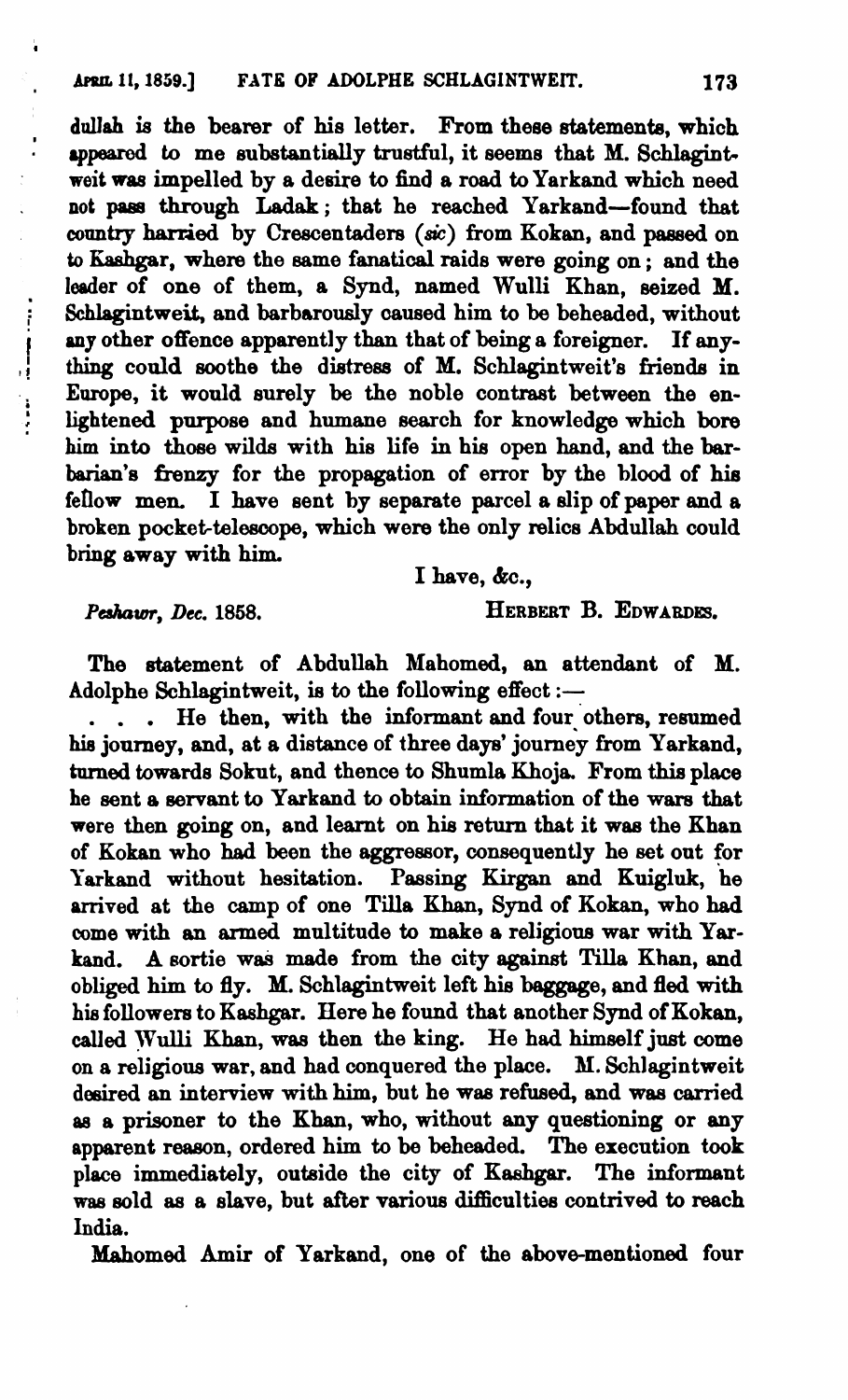dullah is the bearer of his letter. From these statements, which appeared to me substantially trustful, it seems that M. Schlagintweit was impelled by a desire to find a road to Yarkand which need not pass through Ladak; that he reached Yarkand—found that country harried by Crescentaders (*sic*) from Kokan, and passed on to Kashgar, where the same fanatical raids were going on; and the leader of one of them, a Synd, named Wulli Khan, seized M. Schlagintweit, and barbarously caused him to be beheaded, without any other offence apparently than that of being a foreigner. If anything could soothe the distress of M. Schlagintweit's friends in Europe, it would surely be the noble contrast between the enlightened purpose and humane search for knowledge which bore him into those wilds with his life in his open hand, and the barbarian's frenzy for the propagation of error by the blood of his fellow men. I have sent by separate parcel a slip of paper and a broken pocket-telescope, which were the only relics Abdullah could bring away with him.

I have, &c.,

*Peshawr, Dec.* 1858. HERBERT B. EDWARDES.

The statement of Abdullah Mahomed, an attendant of M. Adolphe Schlagintweit, is to the following effect:—

. . . He then, with the informant and four others, resumed his journey, and, at a distance of three days' journey from Yarkand, turned towards Sokut, and thence to Shumla Khoja. From this place he sent a servant to Yarkand to obtain information of the wars that were then going on, and learnt on his return that it was the Khan of Kokan who had been the aggressor, consequently he set out for Yarkand without hesitation. Passing Kirgan and Kuigluk, he arrived at the camp of one Tilla Khan, Synd of Kokan, who had come with an armed multitude to make a religious war with Yarkand. A sortie was made from the city against Tilla Khan, and obliged him to fly. M. Schlagintweit left his baggage, and fled with his followers to Kashgar. Here he found that another Synd of Kokan, called Wulli Khan, was then the king. He had himself just come on a religious war, and had conquered the place. M. Schlagintweit desired an interview with him, but he was refused, and was carried as a prisoner to the Khan, who, without any questioning or any apparent reason, ordered him to be beheaded. The execution took place immediately, outside the city of Kashgar. The informant was sold as a slave, but after various difficulties contrived to reach India.

Mahomed Amir of Yarkand, one of the above-mentioned four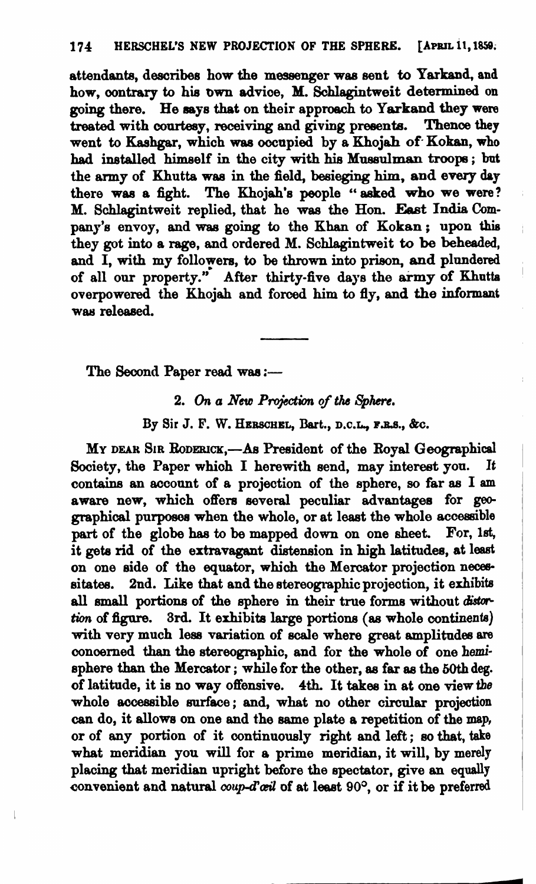attendants, describes how the messenger was sent to Yarkand, and how, contrary to his own advice, M. Schlagintweit determined on going there. He says that on their approach to Yarkand they were treated with courtesy, receiving and giving presents. Thence they went to Kashgar, which was occupied by a Khojah of Kokan, who had installed himself in the city with his Mussulman troops; but the army of Khutta was in the field, besieging him, and every day there was a fight. The Khojah's people "asked who we were? M. Schlagintweit replied, that he was the Hon. East India Company's envoy, and was going to the Khan of Kokan; upon this they got into a rage, and ordered M. Schlagintweit to be beheaded, and I, with my followers, to be thrown into prison, and plundered of all our property." After thirty-five days the army of Khutta overpowered the Khojah and forced him to fly, and the informant was released.

---

The Second Paper read was:—

## 2. *On a New Projection of the Sphere.*

By Sir J. F. W. Herschel, Bart., D.C.L., F.R.S., &c.

My dear Sir Roderick,—As President of the Royal Geographical Society, the Paper which I herewith send, may interest you. It contains an account of a projection of the sphere, so far as I am aware new, which offers several peculiar advantages for geographical purposes when the whole, or at least the whole accessible part of the globe has to be mapped down on one sheet. For, 1st, it gets rid of the extravagant distension in high latitudes, at least on one side of the equator, which the Mercator projection necessitates. 2nd. Like that and the stereographic projection, it exhibits all small portions of the sphere in their true forms without *distortion* of figure. 3rd. It exhibits large portions (as whole continents) with very much less variation of scale where great amplitudes are concerned than the stereographic, and for the whole of one hemisphere than the Mercator; while for the other, as far as the 50th deg. of latitude, it is no way offensive. 4th. It takes in at one view the whole accessible surface; and, what no other circular projection can do, it allows on one and the same plate a repetition of the map, or of any portion of it continuously right and left; so that, take what meridian you will for a prime meridian, it will, by merely placing that meridian upright before the spectator, give an equally convenient and natural *coup-d'œil* of at least 90°, or if it be preferred